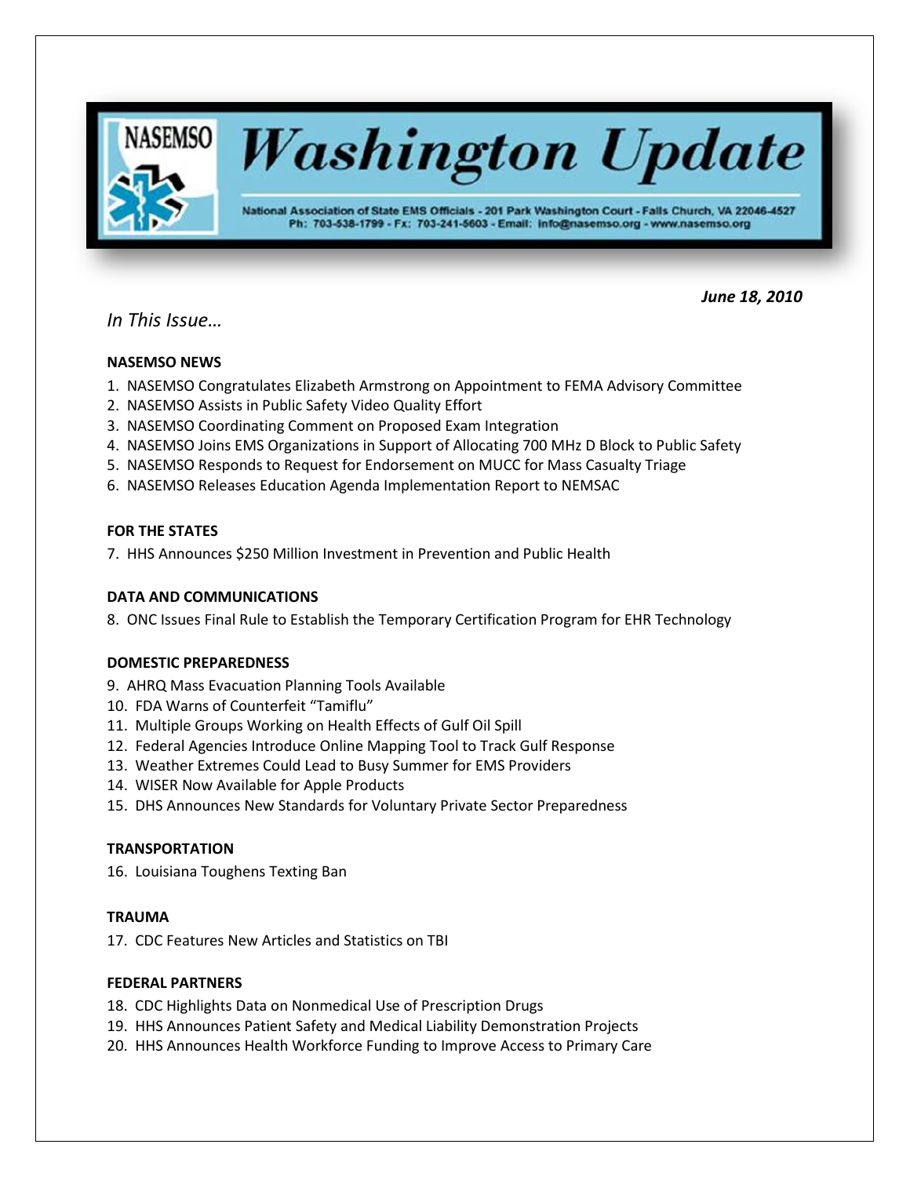# NASEMSO Washington Update

National Association of State EMS Officials - 201 Park Washington Court - Falls Church, VA 22046-4527
Ph: 703-538-1799 - Fx: 703-241-5603 - Email: info@nasemso.org - www.nasemso.org

***June 18, 2010***

*In This Issue…*

**NASEMSO NEWS**

1. NASEMSO Congratulates Elizabeth Armstrong on Appointment to FEMA Advisory Committee
2. NASEMSO Assists in Public Safety Video Quality Effort
3. NASEMSO Coordinating Comment on Proposed Exam Integration
4. NASEMSO Joins EMS Organizations in Support of Allocating 700 MHz D Block to Public Safety
5. NASEMSO Responds to Request for Endorsement on MUCC for Mass Casualty Triage
6. NASEMSO Releases Education Agenda Implementation Report to NEMSAC

**FOR THE STATES**

7. HHS Announces $250 Million Investment in Prevention and Public Health

**DATA AND COMMUNICATIONS**

8. ONC Issues Final Rule to Establish the Temporary Certification Program for EHR Technology

**DOMESTIC PREPAREDNESS**

9. AHRQ Mass Evacuation Planning Tools Available
10. FDA Warns of Counterfeit "Tamiflu"
11. Multiple Groups Working on Health Effects of Gulf Oil Spill
12. Federal Agencies Introduce Online Mapping Tool to Track Gulf Response
13. Weather Extremes Could Lead to Busy Summer for EMS Providers
14. WISER Now Available for Apple Products
15. DHS Announces New Standards for Voluntary Private Sector Preparedness

**TRANSPORTATION**

16. Louisiana Toughens Texting Ban

**TRAUMA**

17. CDC Features New Articles and Statistics on TBI

**FEDERAL PARTNERS**

18. CDC Highlights Data on Nonmedical Use of Prescription Drugs
19. HHS Announces Patient Safety and Medical Liability Demonstration Projects
20. HHS Announces Health Workforce Funding to Improve Access to Primary Care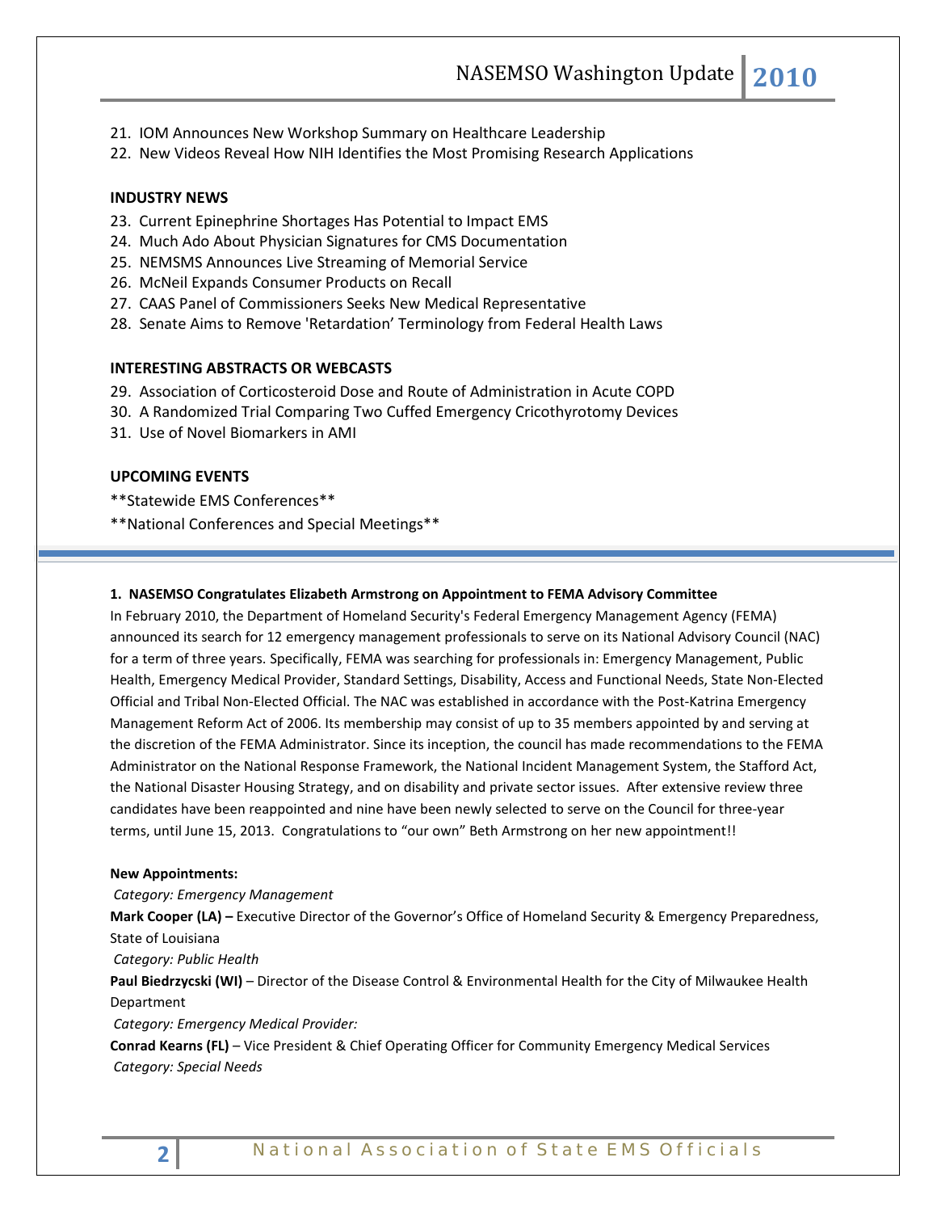21. IOM Announces New Workshop Summary on Healthcare Leadership
22. New Videos Reveal How NIH Identifies the Most Promising Research Applications

**INDUSTRY NEWS**

23. Current Epinephrine Shortages Has Potential to Impact EMS
24. Much Ado About Physician Signatures for CMS Documentation
25. NEMSMS Announces Live Streaming of Memorial Service
26. McNeil Expands Consumer Products on Recall
27. CAAS Panel of Commissioners Seeks New Medical Representative
28. Senate Aims to Remove 'Retardation' Terminology from Federal Health Laws

**INTERESTING ABSTRACTS OR WEBCASTS**

29. Association of Corticosteroid Dose and Route of Administration in Acute COPD
30. A Randomized Trial Comparing Two Cuffed Emergency Cricothyrotomy Devices
31. Use of Novel Biomarkers in AMI

**UPCOMING EVENTS**

**Statewide EMS Conferences**

**National Conferences and Special Meetings**

---

**1. NASEMSO Congratulates Elizabeth Armstrong on Appointment to FEMA Advisory Committee**

In February 2010, the Department of Homeland Security's Federal Emergency Management Agency (FEMA) announced its search for 12 emergency management professionals to serve on its National Advisory Council (NAC) for a term of three years. Specifically, FEMA was searching for professionals in: Emergency Management, Public Health, Emergency Medical Provider, Standard Settings, Disability, Access and Functional Needs, State Non-Elected Official and Tribal Non-Elected Official. The NAC was established in accordance with the Post-Katrina Emergency Management Reform Act of 2006. Its membership may consist of up to 35 members appointed by and serving at the discretion of the FEMA Administrator. Since its inception, the council has made recommendations to the FEMA Administrator on the National Response Framework, the National Incident Management System, the Stafford Act, the National Disaster Housing Strategy, and on disability and private sector issues. After extensive review three candidates have been reappointed and nine have been newly selected to serve on the Council for three-year terms, until June 15, 2013. Congratulations to "our own" Beth Armstrong on her new appointment!!

**New Appointments:**

*Category: Emergency Management*

**Mark Cooper (LA) –** Executive Director of the Governor's Office of Homeland Security & Emergency Preparedness, State of Louisiana

*Category: Public Health*

**Paul Biedrzycski (WI)** – Director of the Disease Control & Environmental Health for the City of Milwaukee Health Department

*Category: Emergency Medical Provider:*

**Conrad Kearns (FL)** – Vice President & Chief Operating Officer for Community Emergency Medical Services

*Category: Special Needs*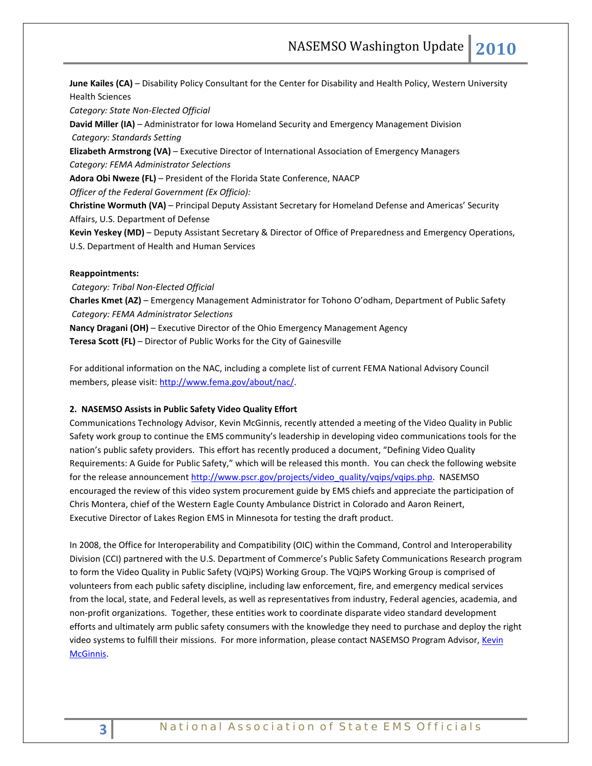**June Kailes (CA)** – Disability Policy Consultant for the Center for Disability and Health Policy, Western University Health Sciences

*Category: State Non-Elected Official*

**David Miller (IA)** – Administrator for Iowa Homeland Security and Emergency Management Division

*Category: Standards Setting*

**Elizabeth Armstrong (VA)** – Executive Director of International Association of Emergency Managers

*Category: FEMA Administrator Selections*

**Adora Obi Nweze (FL)** – President of the Florida State Conference, NAACP

*Officer of the Federal Government (Ex Officio):*

**Christine Wormuth (VA)** – Principal Deputy Assistant Secretary for Homeland Defense and Americas' Security Affairs, U.S. Department of Defense

**Kevin Yeskey (MD)** – Deputy Assistant Secretary & Director of Office of Preparedness and Emergency Operations, U.S. Department of Health and Human Services

**Reappointments:**

*Category: Tribal Non-Elected Official*

**Charles Kmet (AZ)** – Emergency Management Administrator for Tohono O'odham, Department of Public Safety

*Category: FEMA Administrator Selections*

**Nancy Dragani (OH)** – Executive Director of the Ohio Emergency Management Agency

**Teresa Scott (FL)** – Director of Public Works for the City of Gainesville

For additional information on the NAC, including a complete list of current FEMA National Advisory Council members, please visit: [http://www.fema.gov/about/nac/](http://www.fema.gov/about/nac/).

**2. NASEMSO Assists in Public Safety Video Quality Effort**

Communications Technology Advisor, Kevin McGinnis, recently attended a meeting of the Video Quality in Public Safety work group to continue the EMS community's leadership in developing video communications tools for the nation's public safety providers. This effort has recently produced a document, "Defining Video Quality Requirements: A Guide for Public Safety," which will be released this month. You can check the following website for the release announcement [http://www.pscr.gov/projects/video_quality/vqips/vqips.php](http://www.pscr.gov/projects/video_quality/vqips/vqips.php). NASEMSO encouraged the review of this video system procurement guide by EMS chiefs and appreciate the participation of Chris Montera, chief of the Western Eagle County Ambulance District in Colorado and Aaron Reinert, Executive Director of Lakes Region EMS in Minnesota for testing the draft product.

In 2008, the Office for Interoperability and Compatibility (OIC) within the Command, Control and Interoperability Division (CCI) partnered with the U.S. Department of Commerce's Public Safety Communications Research program to form the Video Quality in Public Safety (VQiPS) Working Group. The VQiPS Working Group is comprised of volunteers from each public safety discipline, including law enforcement, fire, and emergency medical services from the local, state, and Federal levels, as well as representatives from industry, Federal agencies, academia, and non-profit organizations. Together, these entities work to coordinate disparate video standard development efforts and ultimately arm public safety consumers with the knowledge they need to purchase and deploy the right video systems to fulfill their missions. For more information, please contact NASEMSO Program Advisor, Kevin McGinnis.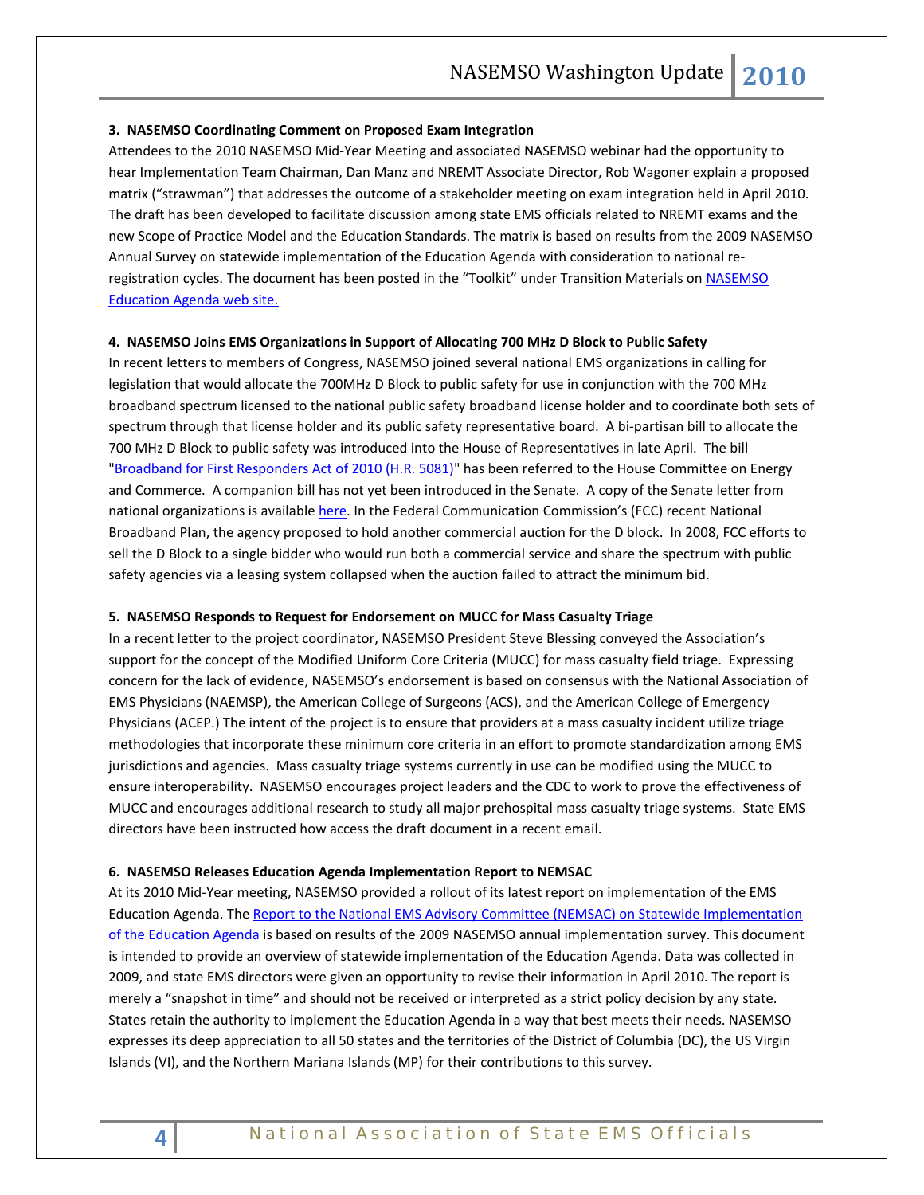**3. NASEMSO Coordinating Comment on Proposed Exam Integration**

Attendees to the 2010 NASEMSO Mid-Year Meeting and associated NASEMSO webinar had the opportunity to hear Implementation Team Chairman, Dan Manz and NREMT Associate Director, Rob Wagoner explain a proposed matrix ("strawman") that addresses the outcome of a stakeholder meeting on exam integration held in April 2010. The draft has been developed to facilitate discussion among state EMS officials related to NREMT exams and the new Scope of Practice Model and the Education Standards. The matrix is based on results from the 2009 NASEMSO Annual Survey on statewide implementation of the Education Agenda with consideration to national re-registration cycles. The document has been posted in the "Toolkit" under Transition Materials on NASEMSO Education Agenda web site.

**4. NASEMSO Joins EMS Organizations in Support of Allocating 700 MHz D Block to Public Safety**

In recent letters to members of Congress, NASEMSO joined several national EMS organizations in calling for legislation that would allocate the 700MHz D Block to public safety for use in conjunction with the 700 MHz broadband spectrum licensed to the national public safety broadband license holder and to coordinate both sets of spectrum through that license holder and its public safety representative board. A bi-partisan bill to allocate the 700 MHz D Block to public safety was introduced into the House of Representatives in late April. The bill "Broadband for First Responders Act of 2010 (H.R. 5081)" has been referred to the House Committee on Energy and Commerce. A companion bill has not yet been introduced in the Senate. A copy of the Senate letter from national organizations is available here. In the Federal Communication Commission's (FCC) recent National Broadband Plan, the agency proposed to hold another commercial auction for the D block. In 2008, FCC efforts to sell the D Block to a single bidder who would run both a commercial service and share the spectrum with public safety agencies via a leasing system collapsed when the auction failed to attract the minimum bid.

**5. NASEMSO Responds to Request for Endorsement on MUCC for Mass Casualty Triage**

In a recent letter to the project coordinator, NASEMSO President Steve Blessing conveyed the Association's support for the concept of the Modified Uniform Core Criteria (MUCC) for mass casualty field triage. Expressing concern for the lack of evidence, NASEMSO's endorsement is based on consensus with the National Association of EMS Physicians (NAEMSP), the American College of Surgeons (ACS), and the American College of Emergency Physicians (ACEP.) The intent of the project is to ensure that providers at a mass casualty incident utilize triage methodologies that incorporate these minimum core criteria in an effort to promote standardization among EMS jurisdictions and agencies. Mass casualty triage systems currently in use can be modified using the MUCC to ensure interoperability. NASEMSO encourages project leaders and the CDC to work to prove the effectiveness of MUCC and encourages additional research to study all major prehospital mass casualty triage systems. State EMS directors have been instructed how access the draft document in a recent email.

**6. NASEMSO Releases Education Agenda Implementation Report to NEMSAC**

At its 2010 Mid-Year meeting, NASEMSO provided a rollout of its latest report on implementation of the EMS Education Agenda. The Report to the National EMS Advisory Committee (NEMSAC) on Statewide Implementation of the Education Agenda is based on results of the 2009 NASEMSO annual implementation survey. This document is intended to provide an overview of statewide implementation of the Education Agenda. Data was collected in 2009, and state EMS directors were given an opportunity to revise their information in April 2010. The report is merely a "snapshot in time" and should not be received or interpreted as a strict policy decision by any state. States retain the authority to implement the Education Agenda in a way that best meets their needs. NASEMSO expresses its deep appreciation to all 50 states and the territories of the District of Columbia (DC), the US Virgin Islands (VI), and the Northern Mariana Islands (MP) for their contributions to this survey.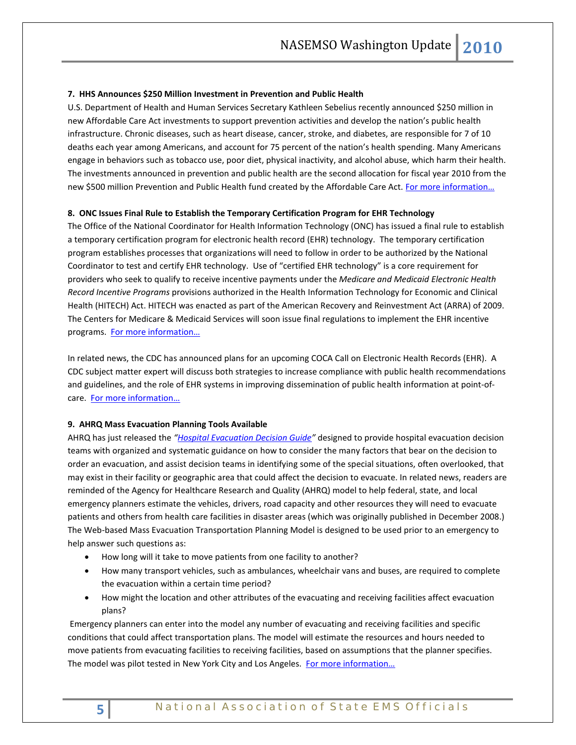**7. HHS Announces $250 Million Investment in Prevention and Public Health**

U.S. Department of Health and Human Services Secretary Kathleen Sebelius recently announced $250 million in new Affordable Care Act investments to support prevention activities and develop the nation's public health infrastructure. Chronic diseases, such as heart disease, cancer, stroke, and diabetes, are responsible for 7 of 10 deaths each year among Americans, and account for 75 percent of the nation's health spending. Many Americans engage in behaviors such as tobacco use, poor diet, physical inactivity, and alcohol abuse, which harm their health. The investments announced in prevention and public health are the second allocation for fiscal year 2010 from the new $500 million Prevention and Public Health fund created by the Affordable Care Act. For more information…

**8. ONC Issues Final Rule to Establish the Temporary Certification Program for EHR Technology**

The Office of the National Coordinator for Health Information Technology (ONC) has issued a final rule to establish a temporary certification program for electronic health record (EHR) technology. The temporary certification program establishes processes that organizations will need to follow in order to be authorized by the National Coordinator to test and certify EHR technology. Use of "certified EHR technology" is a core requirement for providers who seek to qualify to receive incentive payments under the *Medicare and Medicaid Electronic Health Record Incentive Programs* provisions authorized in the Health Information Technology for Economic and Clinical Health (HITECH) Act. HITECH was enacted as part of the American Recovery and Reinvestment Act (ARRA) of 2009. The Centers for Medicare & Medicaid Services will soon issue final regulations to implement the EHR incentive programs. For more information…

In related news, the CDC has announced plans for an upcoming COCA Call on Electronic Health Records (EHR). A CDC subject matter expert will discuss both strategies to increase compliance with public health recommendations and guidelines, and the role of EHR systems in improving dissemination of public health information at point-of-care. For more information…

**9. AHRQ Mass Evacuation Planning Tools Available**

AHRQ has just released the *"Hospital Evacuation Decision Guide"* designed to provide hospital evacuation decision teams with organized and systematic guidance on how to consider the many factors that bear on the decision to order an evacuation, and assist decision teams in identifying some of the special situations, often overlooked, that may exist in their facility or geographic area that could affect the decision to evacuate. In related news, readers are reminded of the Agency for Healthcare Research and Quality (AHRQ) model to help federal, state, and local emergency planners estimate the vehicles, drivers, road capacity and other resources they will need to evacuate patients and others from health care facilities in disaster areas (which was originally published in December 2008.) The Web-based Mass Evacuation Transportation Planning Model is designed to be used prior to an emergency to help answer such questions as:

- How long will it take to move patients from one facility to another?
- How many transport vehicles, such as ambulances, wheelchair vans and buses, are required to complete the evacuation within a certain time period?
- How might the location and other attributes of the evacuating and receiving facilities affect evacuation plans?

Emergency planners can enter into the model any number of evacuating and receiving facilities and specific conditions that could affect transportation plans. The model will estimate the resources and hours needed to move patients from evacuating facilities to receiving facilities, based on assumptions that the planner specifies. The model was pilot tested in New York City and Los Angeles. For more information…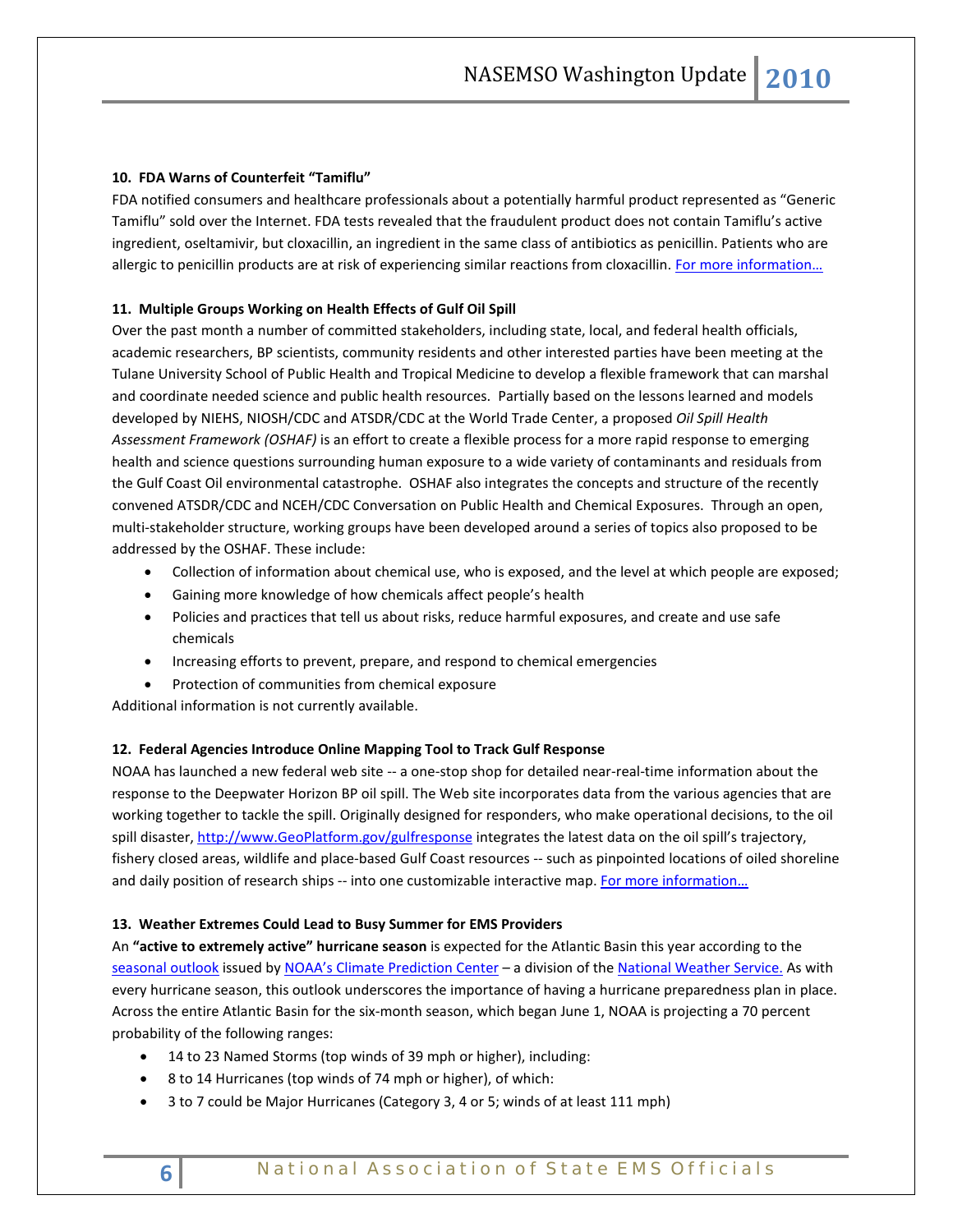**10. FDA Warns of Counterfeit "Tamiflu"**

FDA notified consumers and healthcare professionals about a potentially harmful product represented as "Generic Tamiflu" sold over the Internet. FDA tests revealed that the fraudulent product does not contain Tamiflu's active ingredient, oseltamivir, but cloxacillin, an ingredient in the same class of antibiotics as penicillin. Patients who are allergic to penicillin products are at risk of experiencing similar reactions from cloxacillin. For more information…

**11. Multiple Groups Working on Health Effects of Gulf Oil Spill**

Over the past month a number of committed stakeholders, including state, local, and federal health officials, academic researchers, BP scientists, community residents and other interested parties have been meeting at the Tulane University School of Public Health and Tropical Medicine to develop a flexible framework that can marshal and coordinate needed science and public health resources. Partially based on the lessons learned and models developed by NIEHS, NIOSH/CDC and ATSDR/CDC at the World Trade Center, a proposed *Oil Spill Health Assessment Framework (OSHAF)* is an effort to create a flexible process for a more rapid response to emerging health and science questions surrounding human exposure to a wide variety of contaminants and residuals from the Gulf Coast Oil environmental catastrophe. OSHAF also integrates the concepts and structure of the recently convened ATSDR/CDC and NCEH/CDC Conversation on Public Health and Chemical Exposures. Through an open, multi-stakeholder structure, working groups have been developed around a series of topics also proposed to be addressed by the OSHAF. These include:

- Collection of information about chemical use, who is exposed, and the level at which people are exposed;
- Gaining more knowledge of how chemicals affect people's health
- Policies and practices that tell us about risks, reduce harmful exposures, and create and use safe chemicals
- Increasing efforts to prevent, prepare, and respond to chemical emergencies
- Protection of communities from chemical exposure

Additional information is not currently available.

**12. Federal Agencies Introduce Online Mapping Tool to Track Gulf Response**

NOAA has launched a new federal web site -- a one-stop shop for detailed near-real-time information about the response to the Deepwater Horizon BP oil spill. The Web site incorporates data from the various agencies that are working together to tackle the spill. Originally designed for responders, who make operational decisions, to the oil spill disaster, http://www.GeoPlatform.gov/gulfresponse integrates the latest data on the oil spill's trajectory, fishery closed areas, wildlife and place-based Gulf Coast resources -- such as pinpointed locations of oiled shoreline and daily position of research ships -- into one customizable interactive map. For more information…

**13. Weather Extremes Could Lead to Busy Summer for EMS Providers**

An **"active to extremely active" hurricane season** is expected for the Atlantic Basin this year according to the seasonal outlook issued by NOAA's Climate Prediction Center – a division of the National Weather Service. As with every hurricane season, this outlook underscores the importance of having a hurricane preparedness plan in place. Across the entire Atlantic Basin for the six-month season, which began June 1, NOAA is projecting a 70 percent probability of the following ranges:

- 14 to 23 Named Storms (top winds of 39 mph or higher), including:
- 8 to 14 Hurricanes (top winds of 74 mph or higher), of which:
- 3 to 7 could be Major Hurricanes (Category 3, 4 or 5; winds of at least 111 mph)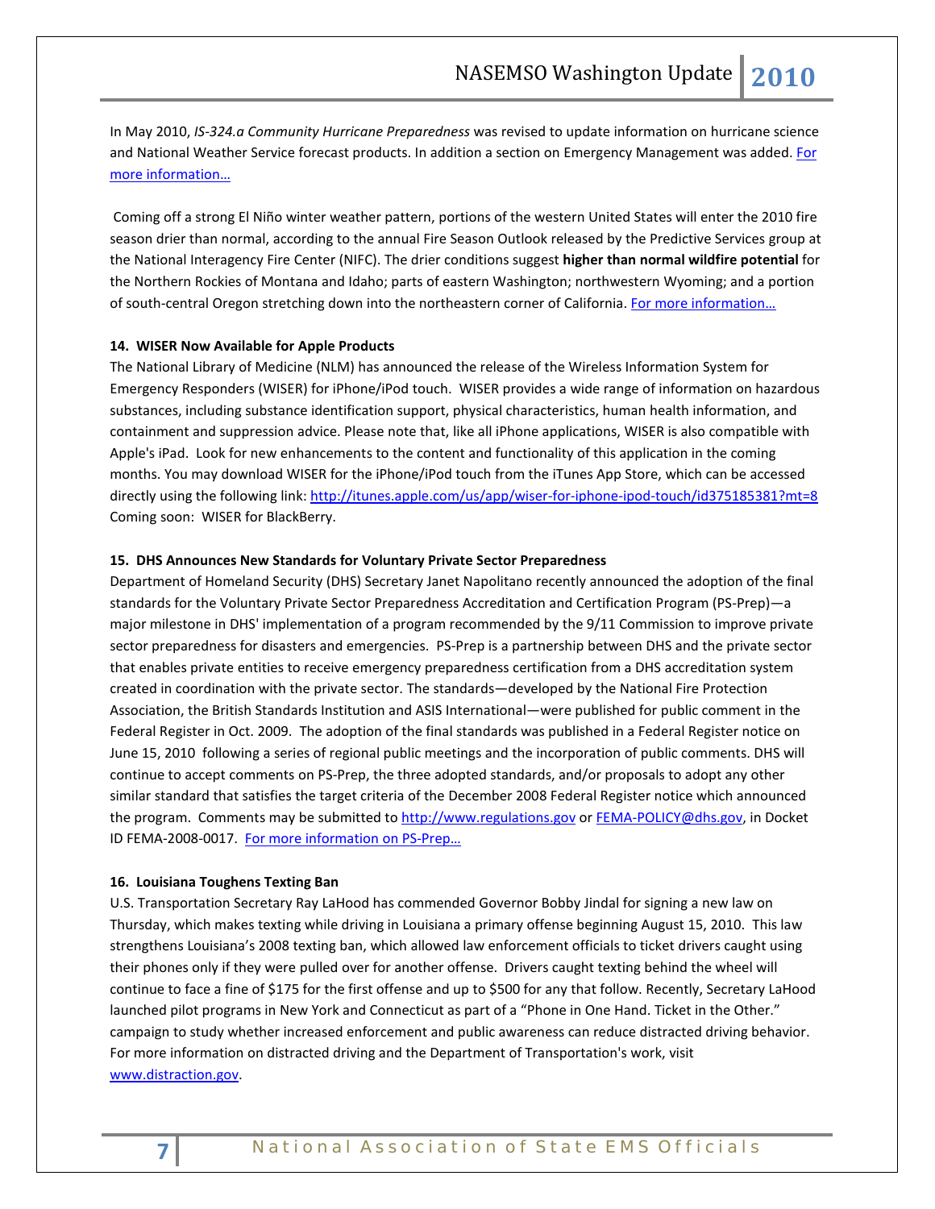In May 2010, *IS-324.a Community Hurricane Preparedness* was revised to update information on hurricane science and National Weather Service forecast products. In addition a section on Emergency Management was added. [For more information…]()

Coming off a strong El Niño winter weather pattern, portions of the western United States will enter the 2010 fire season drier than normal, according to the annual Fire Season Outlook released by the Predictive Services group at the National Interagency Fire Center (NIFC). The drier conditions suggest **higher than normal wildfire potential** for the Northern Rockies of Montana and Idaho; parts of eastern Washington; northwestern Wyoming; and a portion of south-central Oregon stretching down into the northeastern corner of California. [For more information…]()

**14. WISER Now Available for Apple Products**

The National Library of Medicine (NLM) has announced the release of the Wireless Information System for Emergency Responders (WISER) for iPhone/iPod touch. WISER provides a wide range of information on hazardous substances, including substance identification support, physical characteristics, human health information, and containment and suppression advice. Please note that, like all iPhone applications, WISER is also compatible with Apple's iPad. Look for new enhancements to the content and functionality of this application in the coming months. You may download WISER for the iPhone/iPod touch from the iTunes App Store, which can be accessed directly using the following link: http://itunes.apple.com/us/app/wiser-for-iphone-ipod-touch/id375185381?mt=8
Coming soon: WISER for BlackBerry.

**15. DHS Announces New Standards for Voluntary Private Sector Preparedness**

Department of Homeland Security (DHS) Secretary Janet Napolitano recently announced the adoption of the final standards for the Voluntary Private Sector Preparedness Accreditation and Certification Program (PS-Prep)—a major milestone in DHS' implementation of a program recommended by the 9/11 Commission to improve private sector preparedness for disasters and emergencies. PS-Prep is a partnership between DHS and the private sector that enables private entities to receive emergency preparedness certification from a DHS accreditation system created in coordination with the private sector. The standards—developed by the National Fire Protection Association, the British Standards Institution and ASIS International—were published for public comment in the Federal Register in Oct. 2009. The adoption of the final standards was published in a Federal Register notice on June 15, 2010 following a series of regional public meetings and the incorporation of public comments. DHS will continue to accept comments on PS-Prep, the three adopted standards, and/or proposals to adopt any other similar standard that satisfies the target criteria of the December 2008 Federal Register notice which announced the program. Comments may be submitted to http://www.regulations.gov or FEMA-POLICY@dhs.gov, in Docket ID FEMA-2008-0017. [For more information on PS-Prep…]()

**16. Louisiana Toughens Texting Ban**

U.S. Transportation Secretary Ray LaHood has commended Governor Bobby Jindal for signing a new law on Thursday, which makes texting while driving in Louisiana a primary offense beginning August 15, 2010. This law strengthens Louisiana's 2008 texting ban, which allowed law enforcement officials to ticket drivers caught using their phones only if they were pulled over for another offense. Drivers caught texting behind the wheel will continue to face a fine of $175 for the first offense and up to $500 for any that follow. Recently, Secretary LaHood launched pilot programs in New York and Connecticut as part of a "Phone in One Hand. Ticket in the Other." campaign to study whether increased enforcement and public awareness can reduce distracted driving behavior. For more information on distracted driving and the Department of Transportation's work, visit www.distraction.gov.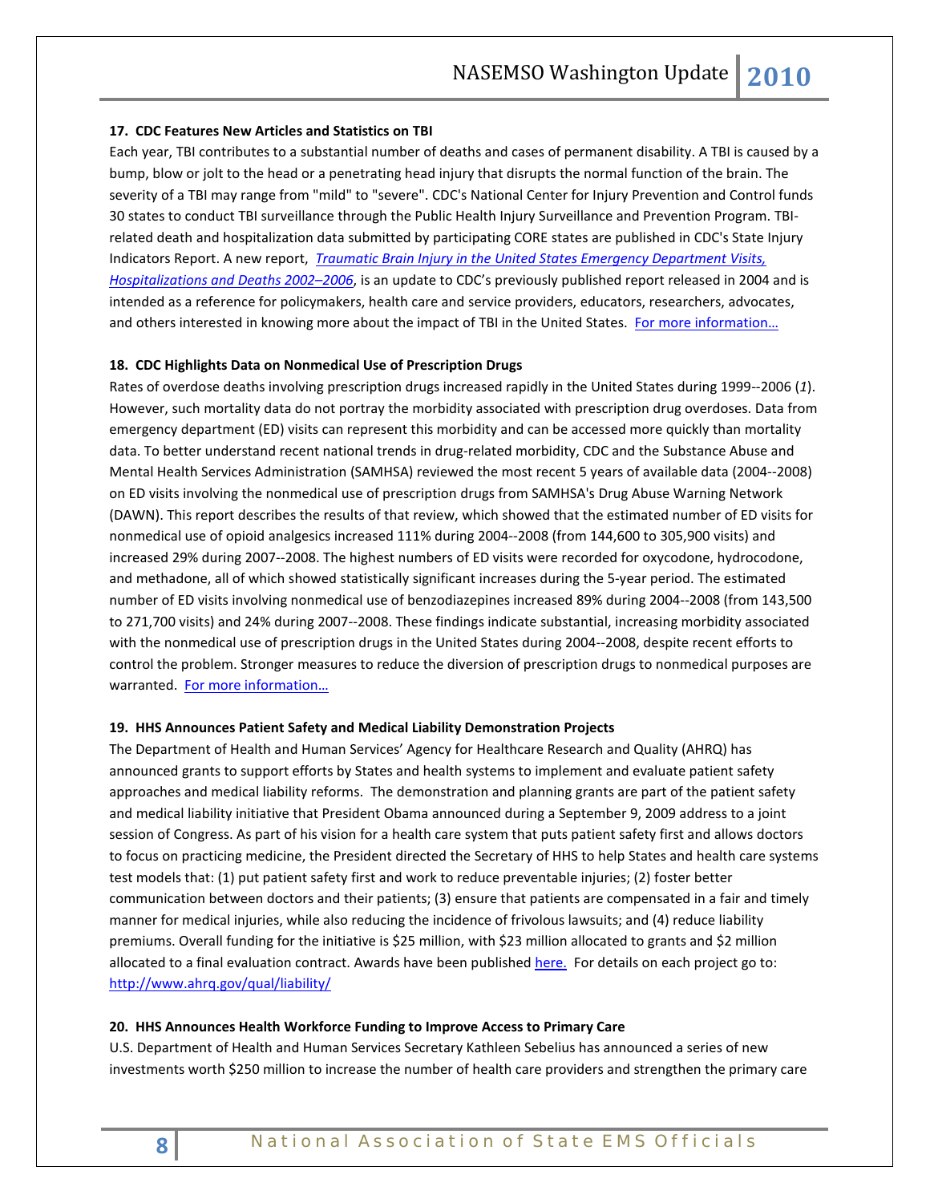**17. CDC Features New Articles and Statistics on TBI**

Each year, TBI contributes to a substantial number of deaths and cases of permanent disability. A TBI is caused by a bump, blow or jolt to the head or a penetrating head injury that disrupts the normal function of the brain. The severity of a TBI may range from "mild" to "severe". CDC's National Center for Injury Prevention and Control funds 30 states to conduct TBI surveillance through the Public Health Injury Surveillance and Prevention Program. TBI-related death and hospitalization data submitted by participating CORE states are published in CDC's State Injury Indicators Report. A new report, *Traumatic Brain Injury in the United States Emergency Department Visits, Hospitalizations and Deaths 2002–2006*, is an update to CDC's previously published report released in 2004 and is intended as a reference for policymakers, health care and service providers, educators, researchers, advocates, and others interested in knowing more about the impact of TBI in the United States. For more information…

**18. CDC Highlights Data on Nonmedical Use of Prescription Drugs**

Rates of overdose deaths involving prescription drugs increased rapidly in the United States during 1999--2006 (*1*). However, such mortality data do not portray the morbidity associated with prescription drug overdoses. Data from emergency department (ED) visits can represent this morbidity and can be accessed more quickly than mortality data. To better understand recent national trends in drug-related morbidity, CDC and the Substance Abuse and Mental Health Services Administration (SAMHSA) reviewed the most recent 5 years of available data (2004--2008) on ED visits involving the nonmedical use of prescription drugs from SAMHSA's Drug Abuse Warning Network (DAWN). This report describes the results of that review, which showed that the estimated number of ED visits for nonmedical use of opioid analgesics increased 111% during 2004--2008 (from 144,600 to 305,900 visits) and increased 29% during 2007--2008. The highest numbers of ED visits were recorded for oxycodone, hydrocodone, and methadone, all of which showed statistically significant increases during the 5-year period. The estimated number of ED visits involving nonmedical use of benzodiazepines increased 89% during 2004--2008 (from 143,500 to 271,700 visits) and 24% during 2007--2008. These findings indicate substantial, increasing morbidity associated with the nonmedical use of prescription drugs in the United States during 2004--2008, despite recent efforts to control the problem. Stronger measures to reduce the diversion of prescription drugs to nonmedical purposes are warranted. For more information…

**19. HHS Announces Patient Safety and Medical Liability Demonstration Projects**

The Department of Health and Human Services' Agency for Healthcare Research and Quality (AHRQ) has announced grants to support efforts by States and health systems to implement and evaluate patient safety approaches and medical liability reforms. The demonstration and planning grants are part of the patient safety and medical liability initiative that President Obama announced during a September 9, 2009 address to a joint session of Congress. As part of his vision for a health care system that puts patient safety first and allows doctors to focus on practicing medicine, the President directed the Secretary of HHS to help States and health care systems test models that: (1) put patient safety first and work to reduce preventable injuries; (2) foster better communication between doctors and their patients; (3) ensure that patients are compensated in a fair and timely manner for medical injuries, while also reducing the incidence of frivolous lawsuits; and (4) reduce liability premiums. Overall funding for the initiative is $25 million, with $23 million allocated to grants and $2 million allocated to a final evaluation contract. Awards have been published here. For details on each project go to: http://www.ahrq.gov/qual/liability/

**20. HHS Announces Health Workforce Funding to Improve Access to Primary Care**

U.S. Department of Health and Human Services Secretary Kathleen Sebelius has announced a series of new investments worth $250 million to increase the number of health care providers and strengthen the primary care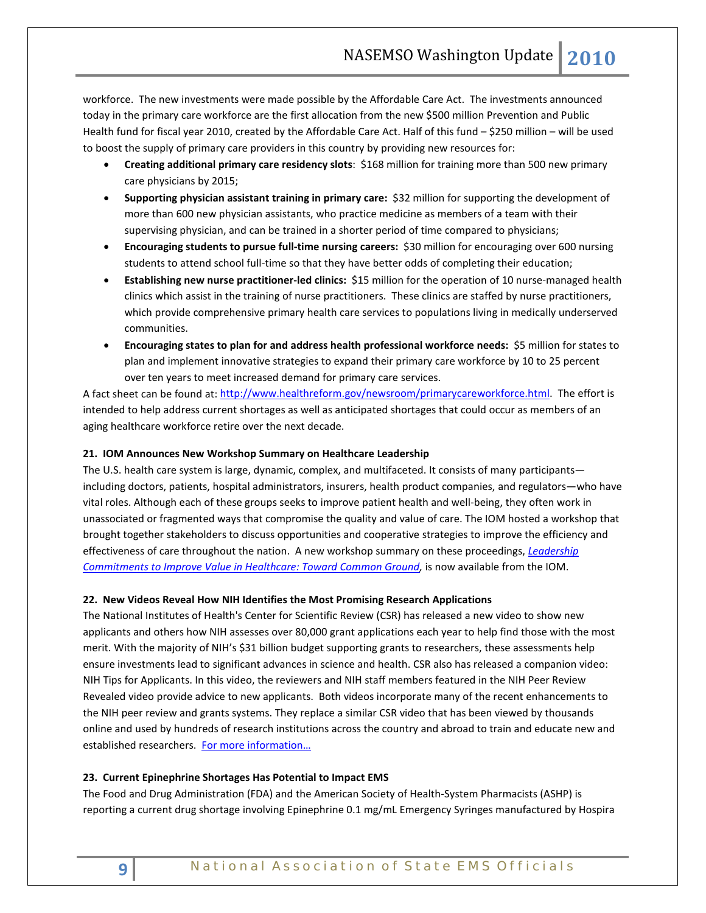workforce. The new investments were made possible by the Affordable Care Act. The investments announced today in the primary care workforce are the first allocation from the new $500 million Prevention and Public Health fund for fiscal year 2010, created by the Affordable Care Act. Half of this fund – $250 million – will be used to boost the supply of primary care providers in this country by providing new resources for:

- **Creating additional primary care residency slots**: $168 million for training more than 500 new primary care physicians by 2015;
- **Supporting physician assistant training in primary care:** $32 million for supporting the development of more than 600 new physician assistants, who practice medicine as members of a team with their supervising physician, and can be trained in a shorter period of time compared to physicians;
- **Encouraging students to pursue full-time nursing careers:** $30 million for encouraging over 600 nursing students to attend school full-time so that they have better odds of completing their education;
- **Establishing new nurse practitioner-led clinics:** $15 million for the operation of 10 nurse-managed health clinics which assist in the training of nurse practitioners. These clinics are staffed by nurse practitioners, which provide comprehensive primary health care services to populations living in medically underserved communities.
- **Encouraging states to plan for and address health professional workforce needs:** $5 million for states to plan and implement innovative strategies to expand their primary care workforce by 10 to 25 percent over ten years to meet increased demand for primary care services.

A fact sheet can be found at: http://www.healthreform.gov/newsroom/primarycareworkforce.html. The effort is intended to help address current shortages as well as anticipated shortages that could occur as members of an aging healthcare workforce retire over the next decade.

**21. IOM Announces New Workshop Summary on Healthcare Leadership**

The U.S. health care system is large, dynamic, complex, and multifaceted. It consists of many participants—including doctors, patients, hospital administrators, insurers, health product companies, and regulators—who have vital roles. Although each of these groups seeks to improve patient health and well-being, they often work in unassociated or fragmented ways that compromise the quality and value of care. The IOM hosted a workshop that brought together stakeholders to discuss opportunities and cooperative strategies to improve the efficiency and effectiveness of care throughout the nation. A new workshop summary on these proceedings, *Leadership Commitments to Improve Value in Healthcare: Toward Common Ground*, is now available from the IOM.

**22. New Videos Reveal How NIH Identifies the Most Promising Research Applications**

The National Institutes of Health's Center for Scientific Review (CSR) has released a new video to show new applicants and others how NIH assesses over 80,000 grant applications each year to help find those with the most merit. With the majority of NIH's $31 billion budget supporting grants to researchers, these assessments help ensure investments lead to significant advances in science and health. CSR also has released a companion video: NIH Tips for Applicants. In this video, the reviewers and NIH staff members featured in the NIH Peer Review Revealed video provide advice to new applicants. Both videos incorporate many of the recent enhancements to the NIH peer review and grants systems. They replace a similar CSR video that has been viewed by thousands online and used by hundreds of research institutions across the country and abroad to train and educate new and established researchers. For more information…

**23. Current Epinephrine Shortages Has Potential to Impact EMS**

The Food and Drug Administration (FDA) and the American Society of Health-System Pharmacists (ASHP) is reporting a current drug shortage involving Epinephrine 0.1 mg/mL Emergency Syringes manufactured by Hospira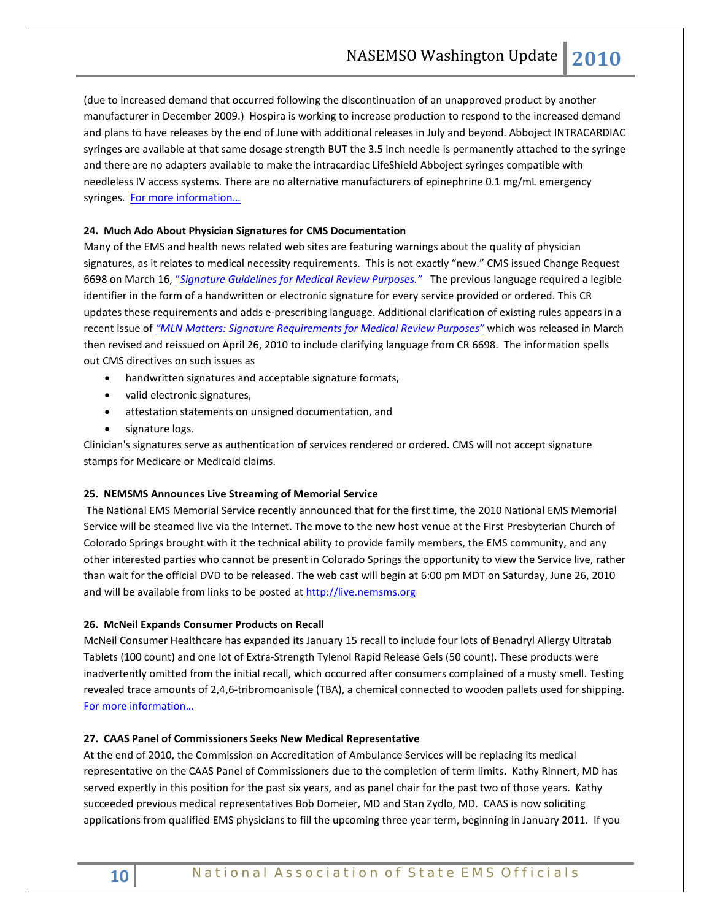(due to increased demand that occurred following the discontinuation of an unapproved product by another manufacturer in December 2009.) Hospira is working to increase production to respond to the increased demand and plans to have releases by the end of June with additional releases in July and beyond. Abboject INTRACARDIAC syringes are available at that same dosage strength BUT the 3.5 inch needle is permanently attached to the syringe and there are no adapters available to make the intracardiac LifeShield Abboject syringes compatible with needleless IV access systems. There are no alternative manufacturers of epinephrine 0.1 mg/mL emergency syringes. For more information…

**24. Much Ado About Physician Signatures for CMS Documentation**

Many of the EMS and health news related web sites are featuring warnings about the quality of physician signatures, as it relates to medical necessity requirements. This is not exactly "new." CMS issued Change Request 6698 on March 16, *"Signature Guidelines for Medical Review Purposes."* The previous language required a legible identifier in the form of a handwritten or electronic signature for every service provided or ordered. This CR updates these requirements and adds e-prescribing language. Additional clarification of existing rules appears in a recent issue of *"MLN Matters: Signature Requirements for Medical Review Purposes"* which was released in March then revised and reissued on April 26, 2010 to include clarifying language from CR 6698. The information spells out CMS directives on such issues as

- handwritten signatures and acceptable signature formats,
- valid electronic signatures,
- attestation statements on unsigned documentation, and
- signature logs.

Clinician's signatures serve as authentication of services rendered or ordered. CMS will not accept signature stamps for Medicare or Medicaid claims.

**25. NEMSMS Announces Live Streaming of Memorial Service**

The National EMS Memorial Service recently announced that for the first time, the 2010 National EMS Memorial Service will be steamed live via the Internet. The move to the new host venue at the First Presbyterian Church of Colorado Springs brought with it the technical ability to provide family members, the EMS community, and any other interested parties who cannot be present in Colorado Springs the opportunity to view the Service live, rather than wait for the official DVD to be released. The web cast will begin at 6:00 pm MDT on Saturday, June 26, 2010 and will be available from links to be posted at http://live.nemsms.org

**26. McNeil Expands Consumer Products on Recall**

McNeil Consumer Healthcare has expanded its January 15 recall to include four lots of Benadryl Allergy Ultratab Tablets (100 count) and one lot of Extra-Strength Tylenol Rapid Release Gels (50 count). These products were inadvertently omitted from the initial recall, which occurred after consumers complained of a musty smell. Testing revealed trace amounts of 2,4,6-tribromoanisole (TBA), a chemical connected to wooden pallets used for shipping. For more information…

**27. CAAS Panel of Commissioners Seeks New Medical Representative**

At the end of 2010, the Commission on Accreditation of Ambulance Services will be replacing its medical representative on the CAAS Panel of Commissioners due to the completion of term limits. Kathy Rinnert, MD has served expertly in this position for the past six years, and as panel chair for the past two of those years. Kathy succeeded previous medical representatives Bob Domeier, MD and Stan Zydlo, MD. CAAS is now soliciting applications from qualified EMS physicians to fill the upcoming three year term, beginning in January 2011. If you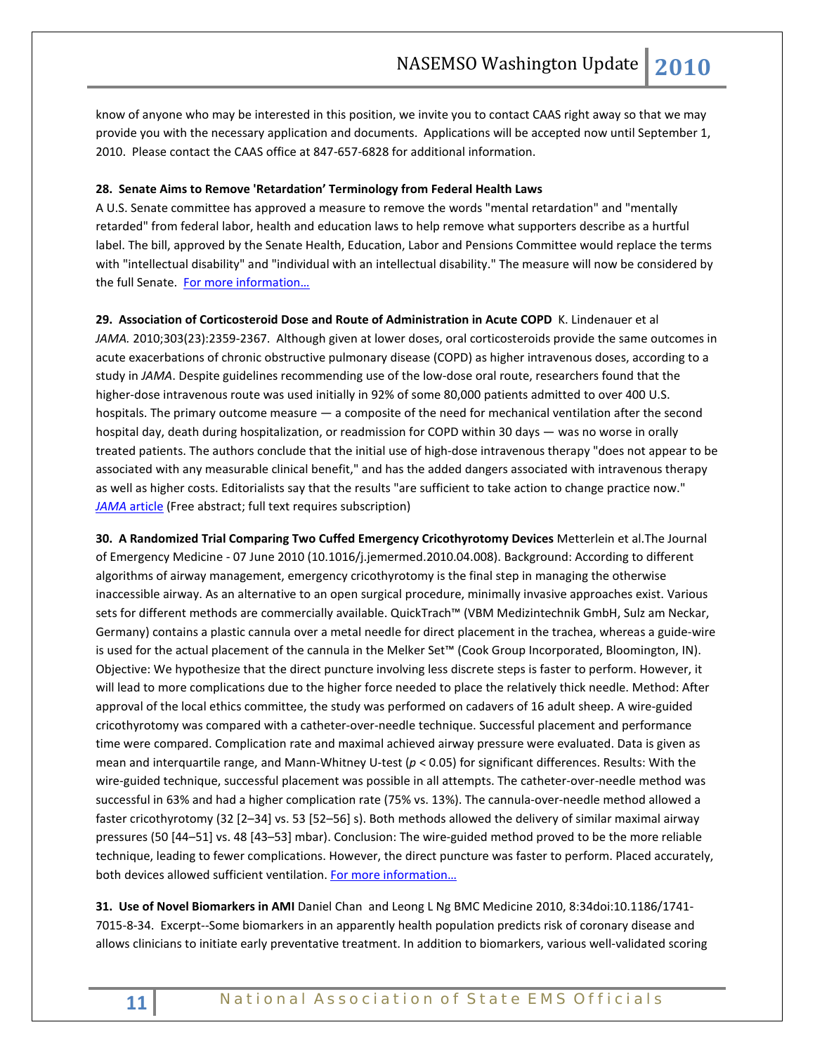know of anyone who may be interested in this position, we invite you to contact CAAS right away so that we may provide you with the necessary application and documents. Applications will be accepted now until September 1, 2010. Please contact the CAAS office at 847-657-6828 for additional information.

**28. Senate Aims to Remove 'Retardation' Terminology from Federal Health Laws**

A U.S. Senate committee has approved a measure to remove the words "mental retardation" and "mentally retarded" from federal labor, health and education laws to help remove what supporters describe as a hurtful label. The bill, approved by the Senate Health, Education, Labor and Pensions Committee would replace the terms with "intellectual disability" and "individual with an intellectual disability." The measure will now be considered by the full Senate. For more information…

**29. Association of Corticosteroid Dose and Route of Administration in Acute COPD** K. Lindenauer et al *JAMA.* 2010;303(23):2359-2367. Although given at lower doses, oral corticosteroids provide the same outcomes in acute exacerbations of chronic obstructive pulmonary disease (COPD) as higher intravenous doses, according to a study in *JAMA*. Despite guidelines recommending use of the low-dose oral route, researchers found that the higher-dose intravenous route was used initially in 92% of some 80,000 patients admitted to over 400 U.S. hospitals. The primary outcome measure — a composite of the need for mechanical ventilation after the second hospital day, death during hospitalization, or readmission for COPD within 30 days — was no worse in orally treated patients. The authors conclude that the initial use of high-dose intravenous therapy "does not appear to be associated with any measurable clinical benefit," and has the added dangers associated with intravenous therapy as well as higher costs. Editorialists say that the results "are sufficient to take action to change practice now." *JAMA* article (Free abstract; full text requires subscription)

**30. A Randomized Trial Comparing Two Cuffed Emergency Cricothyrotomy Devices** Metterlein et al.The Journal of Emergency Medicine - 07 June 2010 (10.1016/j.jemermed.2010.04.008). Background: According to different algorithms of airway management, emergency cricothyrotomy is the final step in managing the otherwise inaccessible airway. As an alternative to an open surgical procedure, minimally invasive approaches exist. Various sets for different methods are commercially available. QuickTrach™ (VBM Medizintechnik GmbH, Sulz am Neckar, Germany) contains a plastic cannula over a metal needle for direct placement in the trachea, whereas a guide-wire is used for the actual placement of the cannula in the Melker Set™ (Cook Group Incorporated, Bloomington, IN). Objective: We hypothesize that the direct puncture involving less discrete steps is faster to perform. However, it will lead to more complications due to the higher force needed to place the relatively thick needle. Method: After approval of the local ethics committee, the study was performed on cadavers of 16 adult sheep. A wire-guided cricothyrotomy was compared with a catheter-over-needle technique. Successful placement and performance time were compared. Complication rate and maximal achieved airway pressure were evaluated. Data is given as mean and interquartile range, and Mann-Whitney U-test ($p < 0.05$) for significant differences. Results: With the wire-guided technique, successful placement was possible in all attempts. The catheter-over-needle method was successful in 63% and had a higher complication rate (75% vs. 13%). The cannula-over-needle method allowed a faster cricothyrotomy (32 [2–34] vs. 53 [52–56] s). Both methods allowed the delivery of similar maximal airway pressures (50 [44–51] vs. 48 [43–53] mbar). Conclusion: The wire-guided method proved to be the more reliable technique, leading to fewer complications. However, the direct puncture was faster to perform. Placed accurately, both devices allowed sufficient ventilation. For more information…

**31. Use of Novel Biomarkers in AMI** Daniel Chan and Leong L Ng BMC Medicine 2010, 8:34doi:10.1186/1741-7015-8-34. Excerpt--Some biomarkers in an apparently health population predicts risk of coronary disease and allows clinicians to initiate early preventative treatment. In addition to biomarkers, various well-validated scoring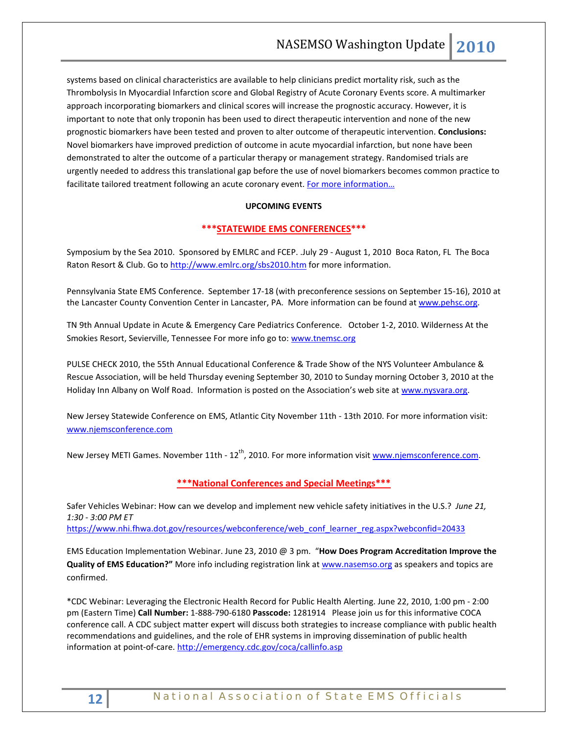systems based on clinical characteristics are available to help clinicians predict mortality risk, such as the Thrombolysis In Myocardial Infarction score and Global Registry of Acute Coronary Events score. A multimarker approach incorporating biomarkers and clinical scores will increase the prognostic accuracy. However, it is important to note that only troponin has been used to direct therapeutic intervention and none of the new prognostic biomarkers have been tested and proven to alter outcome of therapeutic intervention. **Conclusions:** Novel biomarkers have improved prediction of outcome in acute myocardial infarction, but none have been demonstrated to alter the outcome of a particular therapy or management strategy. Randomised trials are urgently needed to address this translational gap before the use of novel biomarkers becomes common practice to facilitate tailored treatment following an acute coronary event. For more information…

## UPCOMING EVENTS

### ***STATEWIDE EMS CONFERENCES***

Symposium by the Sea 2010. Sponsored by EMLRC and FCEP. .July 29 - August 1, 2010 Boca Raton, FL The Boca Raton Resort & Club. Go to http://www.emlrc.org/sbs2010.htm for more information.

Pennsylvania State EMS Conference. September 17-18 (with preconference sessions on September 15-16), 2010 at the Lancaster County Convention Center in Lancaster, PA. More information can be found at www.pehsc.org.

TN 9th Annual Update in Acute & Emergency Care Pediatrics Conference. October 1-2, 2010. Wilderness At the Smokies Resort, Sevierville, Tennessee For more info go to: www.tnemsc.org

PULSE CHECK 2010, the 55th Annual Educational Conference & Trade Show of the NYS Volunteer Ambulance & Rescue Association, will be held Thursday evening September 30, 2010 to Sunday morning October 3, 2010 at the Holiday Inn Albany on Wolf Road. Information is posted on the Association's web site at www.nysvara.org.

New Jersey Statewide Conference on EMS, Atlantic City November 11th - 13th 2010. For more information visit: www.njemsconference.com

New Jersey METI Games. November 11th - 12th, 2010. For more information visit www.njemsconference.com.

### ***National Conferences and Special Meetings***

Safer Vehicles Webinar: How can we develop and implement new vehicle safety initiatives in the U.S.? *June 21, 1:30 - 3:00 PM ET*
https://www.nhi.fhwa.dot.gov/resources/webconference/web_conf_learner_reg.aspx?webconfid=20433

EMS Education Implementation Webinar. June 23, 2010 @ 3 pm. "**How Does Program Accreditation Improve the Quality of EMS Education?"** More info including registration link at www.nasemso.org as speakers and topics are confirmed.

*CDC Webinar: Leveraging the Electronic Health Record for Public Health Alerting. June 22, 2010, 1:00 pm - 2:00 pm (Eastern Time) **Call Number:** 1-888-790-6180 **Passcode:** 1281914 Please join us for this informative COCA conference call. A CDC subject matter expert will discuss both strategies to increase compliance with public health recommendations and guidelines, and the role of EHR systems in improving dissemination of public health information at point-of-care. http://emergency.cdc.gov/coca/callinfo.asp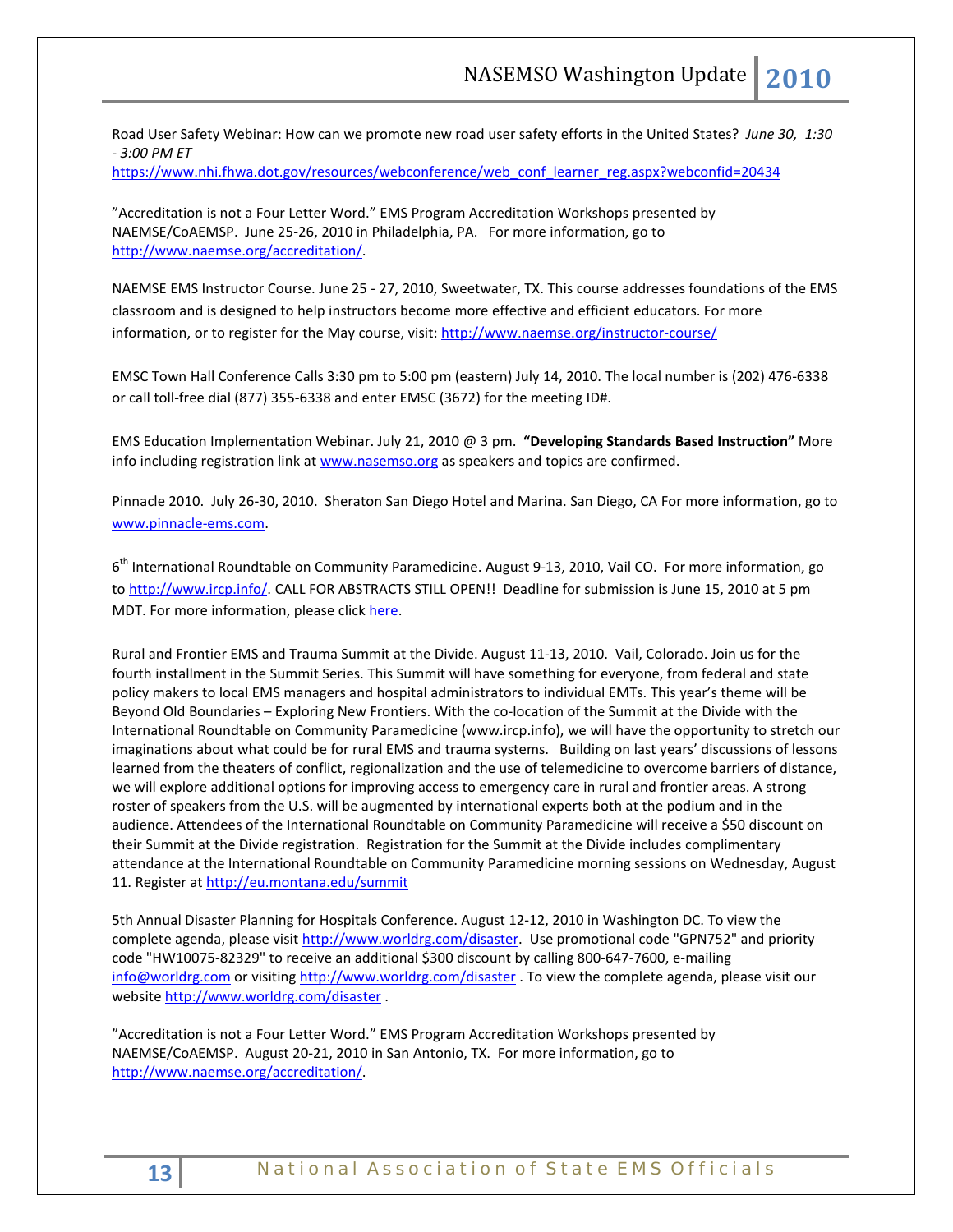Road User Safety Webinar: How can we promote new road user safety efforts in the United States? *June 30, 1:30 - 3:00 PM ET*
https://www.nhi.fhwa.dot.gov/resources/webconference/web_conf_learner_reg.aspx?webconfid=20434

"Accreditation is not a Four Letter Word." EMS Program Accreditation Workshops presented by NAEMSE/CoAEMSP. June 25-26, 2010 in Philadelphia, PA. For more information, go to http://www.naemse.org/accreditation/.

NAEMSE EMS Instructor Course. June 25 - 27, 2010, Sweetwater, TX. This course addresses foundations of the EMS classroom and is designed to help instructors become more effective and efficient educators. For more information, or to register for the May course, visit: http://www.naemse.org/instructor-course/

EMSC Town Hall Conference Calls 3:30 pm to 5:00 pm (eastern) July 14, 2010. The local number is (202) 476-6338 or call toll-free dial (877) 355-6338 and enter EMSC (3672) for the meeting ID#.

EMS Education Implementation Webinar. July 21, 2010 @ 3 pm. **"Developing Standards Based Instruction"** More info including registration link at www.nasemso.org as speakers and topics are confirmed.

Pinnacle 2010. July 26-30, 2010. Sheraton San Diego Hotel and Marina. San Diego, CA For more information, go to www.pinnacle-ems.com.

6th International Roundtable on Community Paramedicine. August 9-13, 2010, Vail CO. For more information, go to http://www.ircp.info/. CALL FOR ABSTRACTS STILL OPEN!! Deadline for submission is June 15, 2010 at 5 pm MDT. For more information, please click here.

Rural and Frontier EMS and Trauma Summit at the Divide. August 11-13, 2010. Vail, Colorado. Join us for the fourth installment in the Summit Series. This Summit will have something for everyone, from federal and state policy makers to local EMS managers and hospital administrators to individual EMTs. This year's theme will be Beyond Old Boundaries – Exploring New Frontiers. With the co-location of the Summit at the Divide with the International Roundtable on Community Paramedicine (www.ircp.info), we will have the opportunity to stretch our imaginations about what could be for rural EMS and trauma systems. Building on last years' discussions of lessons learned from the theaters of conflict, regionalization and the use of telemedicine to overcome barriers of distance, we will explore additional options for improving access to emergency care in rural and frontier areas. A strong roster of speakers from the U.S. will be augmented by international experts both at the podium and in the audience. Attendees of the International Roundtable on Community Paramedicine will receive a $50 discount on their Summit at the Divide registration. Registration for the Summit at the Divide includes complimentary attendance at the International Roundtable on Community Paramedicine morning sessions on Wednesday, August 11. Register at http://eu.montana.edu/summit

5th Annual Disaster Planning for Hospitals Conference. August 12-12, 2010 in Washington DC. To view the complete agenda, please visit http://www.worldrg.com/disaster. Use promotional code "GPN752" and priority code "HW10075-82329" to receive an additional $300 discount by calling 800-647-7600, e-mailing info@worldrg.com or visiting http://www.worldrg.com/disaster . To view the complete agenda, please visit our website http://www.worldrg.com/disaster .

"Accreditation is not a Four Letter Word." EMS Program Accreditation Workshops presented by NAEMSE/CoAEMSP. August 20-21, 2010 in San Antonio, TX. For more information, go to http://www.naemse.org/accreditation/.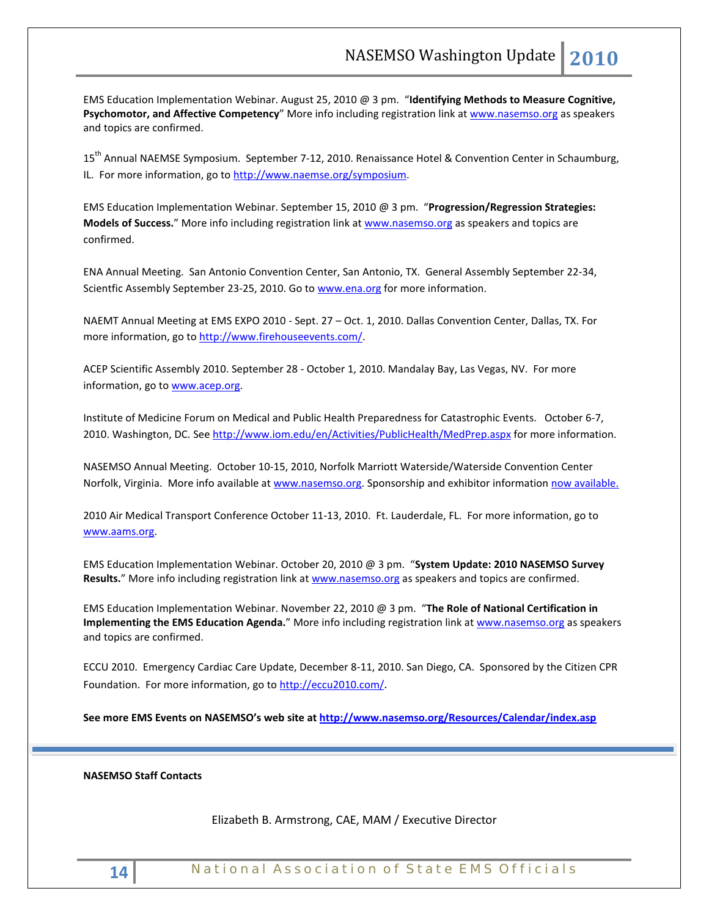EMS Education Implementation Webinar. August 25, 2010 @ 3 pm. "**Identifying Methods to Measure Cognitive, Psychomotor, and Affective Competency**" More info including registration link at www.nasemso.org as speakers and topics are confirmed.

15th Annual NAEMSE Symposium. September 7-12, 2010. Renaissance Hotel & Convention Center in Schaumburg, IL. For more information, go to http://www.naemse.org/symposium.

EMS Education Implementation Webinar. September 15, 2010 @ 3 pm. "**Progression/Regression Strategies: Models of Success.**" More info including registration link at www.nasemso.org as speakers and topics are confirmed.

ENA Annual Meeting. San Antonio Convention Center, San Antonio, TX. General Assembly September 22-34, Scientfic Assembly September 23-25, 2010. Go to www.ena.org for more information.

NAEMT Annual Meeting at EMS EXPO 2010 - Sept. 27 – Oct. 1, 2010. Dallas Convention Center, Dallas, TX. For more information, go to http://www.firehouseevents.com/.

ACEP Scientific Assembly 2010. September 28 - October 1, 2010. Mandalay Bay, Las Vegas, NV. For more information, go to www.acep.org.

Institute of Medicine Forum on Medical and Public Health Preparedness for Catastrophic Events. October 6-7, 2010. Washington, DC. See http://www.iom.edu/en/Activities/PublicHealth/MedPrep.aspx for more information.

NASEMSO Annual Meeting. October 10-15, 2010, Norfolk Marriott Waterside/Waterside Convention Center Norfolk, Virginia. More info available at www.nasemso.org. Sponsorship and exhibitor information now available.

2010 Air Medical Transport Conference October 11-13, 2010. Ft. Lauderdale, FL. For more information, go to www.aams.org.

EMS Education Implementation Webinar. October 20, 2010 @ 3 pm. "**System Update: 2010 NASEMSO Survey Results.**" More info including registration link at www.nasemso.org as speakers and topics are confirmed.

EMS Education Implementation Webinar. November 22, 2010 @ 3 pm. "**The Role of National Certification in Implementing the EMS Education Agenda.**" More info including registration link at www.nasemso.org as speakers and topics are confirmed.

ECCU 2010. Emergency Cardiac Care Update, December 8-11, 2010. San Diego, CA. Sponsored by the Citizen CPR Foundation. For more information, go to http://eccu2010.com/.

**See more EMS Events on NASEMSO's web site at http://www.nasemso.org/Resources/Calendar/index.asp**

---

**NASEMSO Staff Contacts**

Elizabeth B. Armstrong, CAE, MAM / Executive Director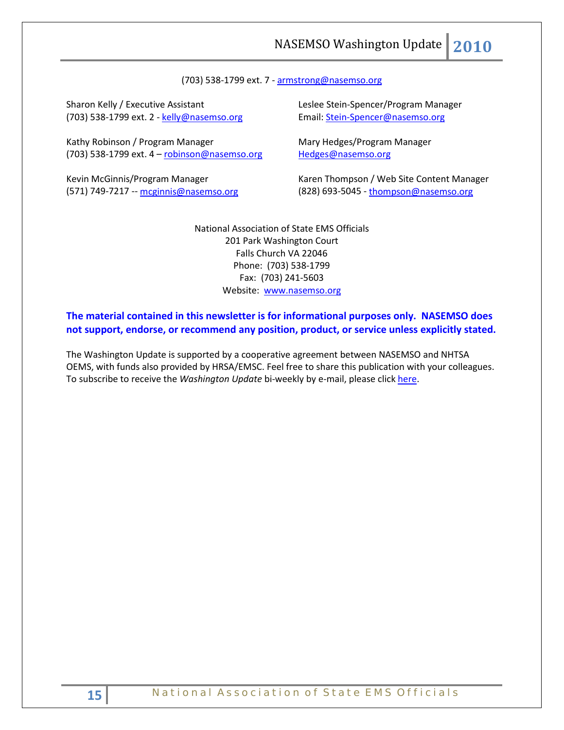(703) 538-1799 ext. 7 - armstrong@nasemso.org

Sharon Kelly / Executive Assistant
(703) 538-1799 ext. 2 - kelly@nasemso.org

Kathy Robinson / Program Manager
(703) 538-1799 ext. 4 – robinson@nasemso.org

Kevin McGinnis/Program Manager
(571) 749-7217 -- mcginnis@nasemso.org

Leslee Stein-Spencer/Program Manager
Email: Stein-Spencer@nasemso.org

Mary Hedges/Program Manager
Hedges@nasemso.org

Karen Thompson / Web Site Content Manager
(828) 693-5045 - thompson@nasemso.org

National Association of State EMS Officials
201 Park Washington Court
Falls Church VA 22046
Phone: (703) 538-1799
Fax: (703) 241-5603
Website: www.nasemso.org

**The material contained in this newsletter is for informational purposes only. NASEMSO does not support, endorse, or recommend any position, product, or service unless explicitly stated.**

The Washington Update is supported by a cooperative agreement between NASEMSO and NHTSA OEMS, with funds also provided by HRSA/EMSC. Feel free to share this publication with your colleagues. To subscribe to receive the *Washington Update* bi-weekly by e-mail, please click here.